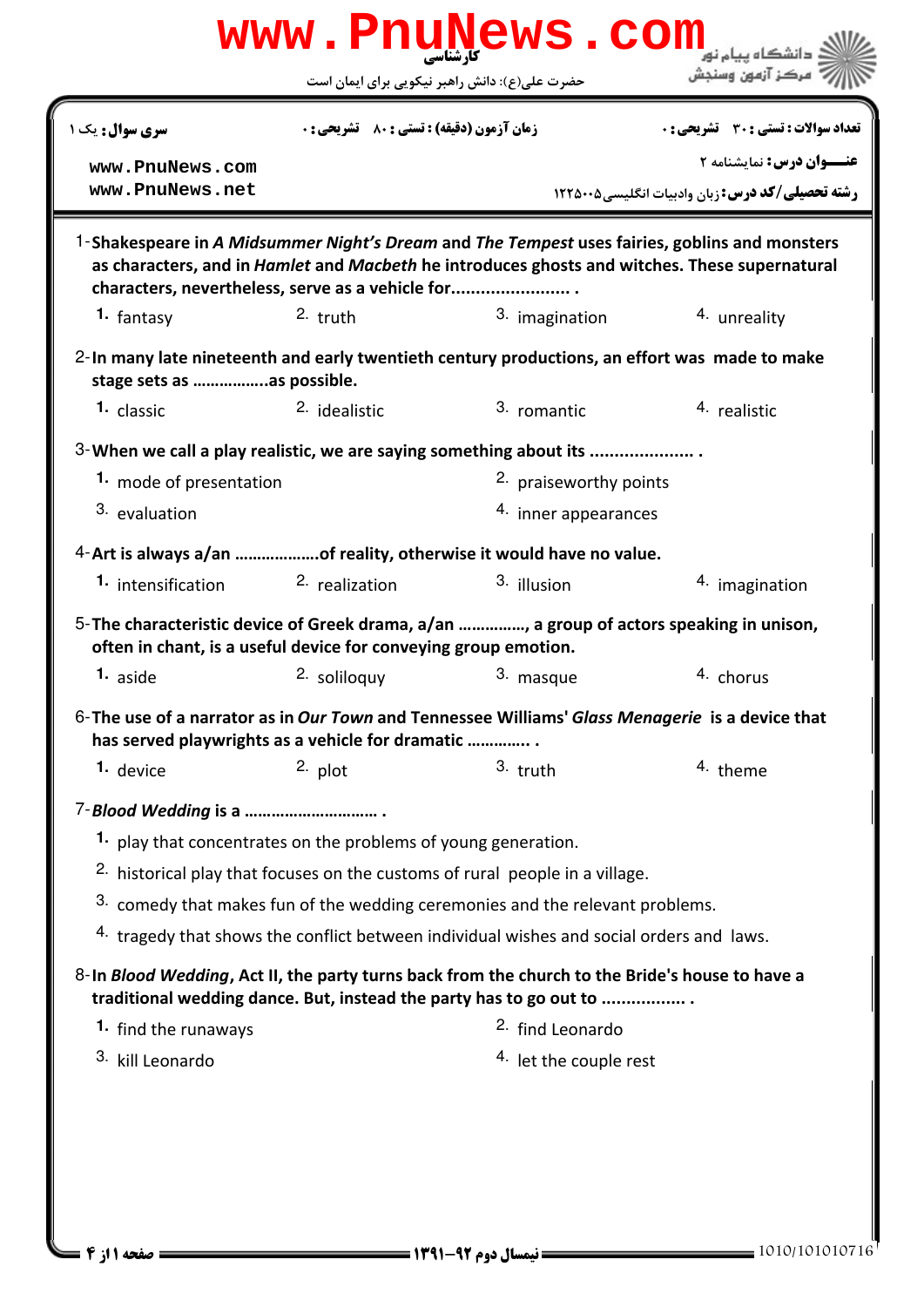کارشناسی

حضرت علی(ع): دانش راهبر نیکویی برای ایمان است

| سری سوال: یک ۱ | زمان آزمون (دقیقه) : تستی : ۸۰ تشریحی : ۰ | تعداد سوالات : تستی : ۳۰ تشریحی : ۰ |
|---|---|---|
| www.PnuNews.com www.PnuNews.net | | عنـــوان درس: نمایشنامه ۲ |
| | | رشته تحصیلی/کد درس: زبان وادبیات انگلیسی۱۲۲۵۰۰۵ |

1-**Shakespeare in *A Midsummer Night's Dream* and *The Tempest* uses fairies, goblins and monsters as characters, and in *Hamlet* and *Macbeth* he introduces ghosts and witches. These supernatural characters, nevertheless, serve as a vehicle for........................ .**

1. fantasy
2. truth
3. imagination
4. unreality

2-**In many late nineteenth and early twentieth century productions, an effort was made to make stage sets as ……………..as possible.**

1. classic
2. idealistic
3. romantic
4. realistic

3-**When we call a play realistic, we are saying something about its ..................... .**

1. mode of presentation
2. praiseworthy points
3. evaluation
4. inner appearances

4-**Art is always a/an ……………….of reality, otherwise it would have no value.**

1. intensification
2. realization
3. illusion
4. imagination

5-**The characteristic device of Greek drama, a/an ……………, a group of actors speaking in unison, often in chant, is a useful device for conveying group emotion.**

1. aside
2. soliloquy
3. masque
4. chorus

6-**The use of a narrator as in *Our Town* and Tennessee Williams' *Glass Menagerie* is a device that has served playwrights as a vehicle for dramatic …………. .**

1. device
2. plot
3. truth
4. theme

7-***Blood Wedding* is a ……………………… .**

1. play that concentrates on the problems of young generation.
2. historical play that focuses on the customs of rural people in a village.
3. comedy that makes fun of the wedding ceremonies and the relevant problems.
4. tragedy that shows the conflict between individual wishes and social orders and laws.

8-**In *Blood Wedding*, Act II, the party turns back from the church to the Bride's house to have a traditional wedding dance. But, instead the party has to go out to ................. .**

1. find the runaways
2. find Leonardo
3. kill Leonardo
4. let the couple rest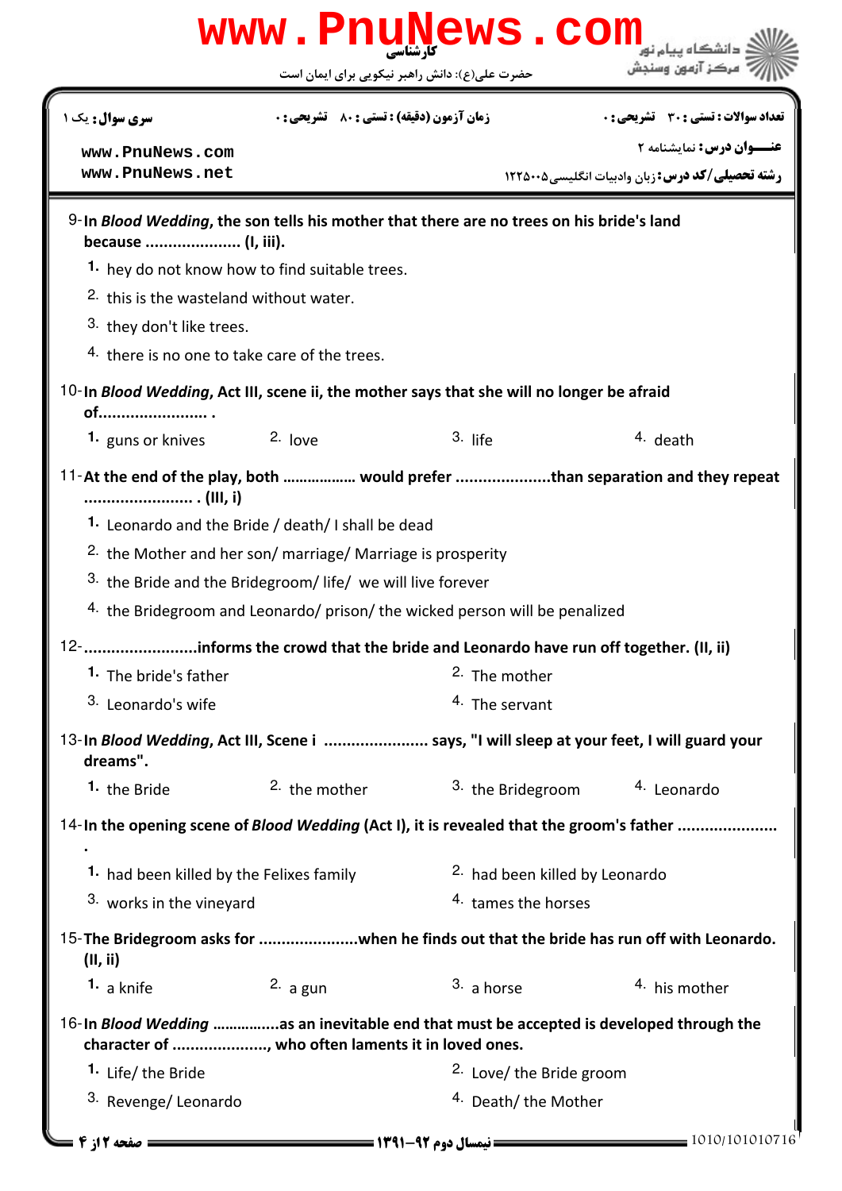9- In *Blood Wedding*, the son tells his mother that there are no trees on his bride's land because ..................... (I, iii).

1. hey do not know how to find suitable trees.
2. this is the wasteland without water.
3. they don't like trees.
4. there is no one to take care of the trees.

10- In *Blood Wedding*, Act III, scene ii, the mother says that she will no longer be afraid of........................ .

1. guns or knives
2. love
3. life
4. death

11- At the end of the play, both .................. would prefer .....................than separation and they repeat ........................ . (III, i)

1. Leonardo and the Bride / death/ I shall be dead
2. the Mother and her son/ marriage/ Marriage is prosperity
3. the Bride and the Bridegroom/ life/ we will live forever
4. the Bridegroom and Leonardo/ prison/ the wicked person will be penalized

12- .........................informs the crowd that the bride and Leonardo have run off together. (II, ii)

1. The bride's father
2. The mother
3. Leonardo's wife
4. The servant

13- In *Blood Wedding*, Act III, Scene i ....................... says, "I will sleep at your feet, I will guard your dreams".

1. the Bride
2. the mother
3. the Bridegroom
4. Leonardo

14- In the opening scene of *Blood Wedding* (Act I), it is revealed that the groom's father ...................... .

1. had been killed by the Felixes family
2. had been killed by Leonardo
3. works in the vineyard
4. tames the horses

15- The Bridegroom asks for ......................when he finds out that the bride has run off with Leonardo. (II, ii)

1. a knife
2. a gun
3. a horse
4. his mother

16- In *Blood Wedding* ................as an inevitable end that must be accepted is developed through the character of ....................., who often laments it in loved ones.

1. Life/ the Bride
2. Love/ the Bride groom
3. Revenge/ Leonardo
4. Death/ the Mother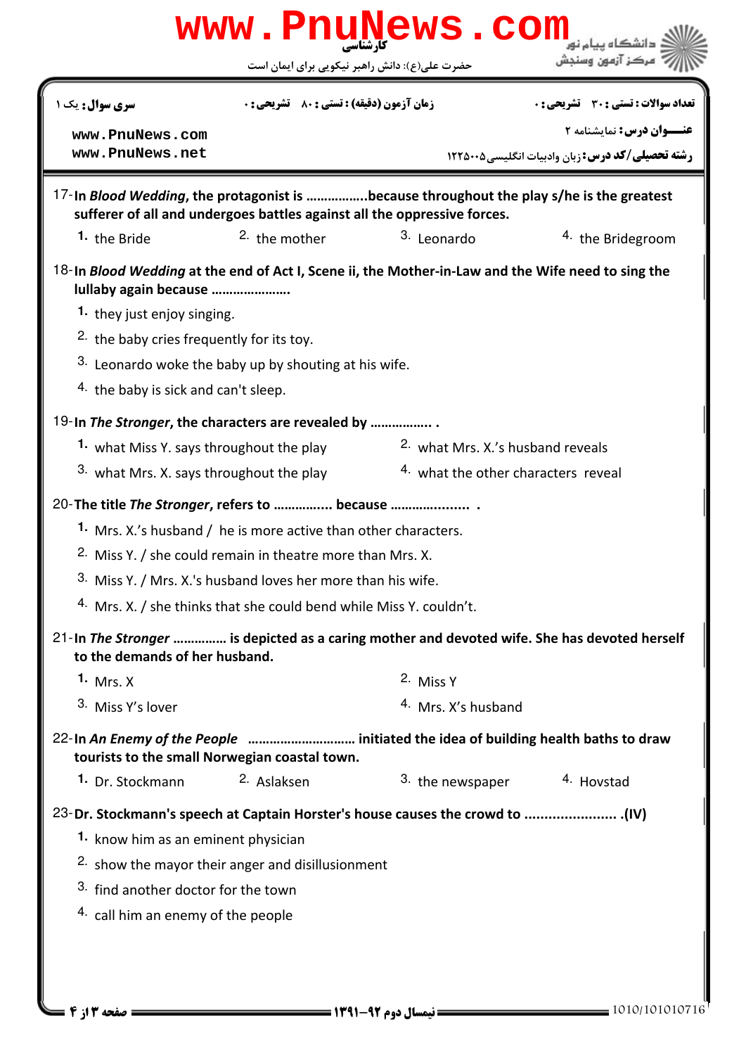17-In *Blood Wedding*, the protagonist is ……………..because throughout the play s/he is the greatest sufferer of all and undergoes battles against all the oppressive forces.

1. the Bride
2. the mother
3. Leonardo
4. the Bridegroom

18-In *Blood Wedding* at the end of Act I, Scene ii, the Mother-in-Law and the Wife need to sing the lullaby again because ………………….

1. they just enjoy singing.
2. the baby cries frequently for its toy.
3. Leonardo woke the baby up by shouting at his wife.
4. the baby is sick and can't sleep.

19-In *The Stronger*, the characters are revealed by …………….. .

1. what Miss Y. says throughout the play
2. what Mrs. X.'s husband reveals
3. what Mrs. X. says throughout the play
4. what the other characters reveal

20-The title *The Stronger*, refers to ……………. because ………………… .

1. Mrs. X.'s husband / he is more active than other characters.
2. Miss Y. / she could remain in theatre more than Mrs. X.
3. Miss Y. / Mrs. X.'s husband loves her more than his wife.
4. Mrs. X. / she thinks that she could bend while Miss Y. couldn't.

21-In *The Stronger* …………… is depicted as a caring mother and devoted wife. She has devoted herself to the demands of her husband.

1. Mrs. X
2. Miss Y
3. Miss Y's lover
4. Mrs. X's husband

22-In *An Enemy of the People* ………………………… initiated the idea of building health baths to draw tourists to the small Norwegian coastal town.

1. Dr. Stockmann
2. Aslaksen
3. the newspaper
4. Hovstad

23-Dr. Stockmann's speech at Captain Horster's house causes the crowd to …………………… .(IV)

1. know him as an eminent physician
2. show the mayor their anger and disillusionment
3. find another doctor for the town
4. call him an enemy of the people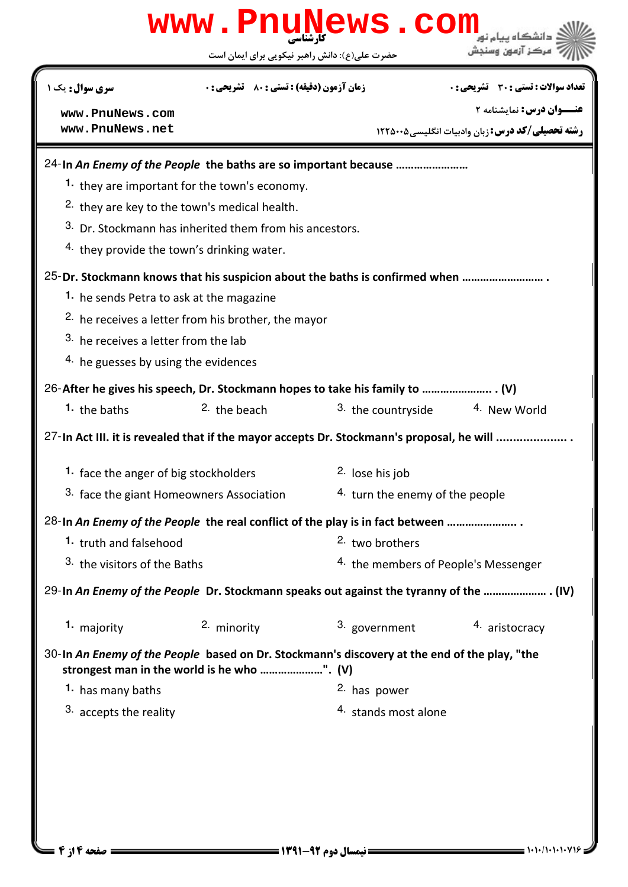24-In *An Enemy of the People* the baths are so important because ......................

1. they are important for the town's economy.
2. they are key to the town's medical health.
3. Dr. Stockmann has inherited them from his ancestors.
4. they provide the town's drinking water.

25-Dr. Stockmann knows that his suspicion about the baths is confirmed when ......................... .

1. he sends Petra to ask at the magazine
2. he receives a letter from his brother, the mayor
3. he receives a letter from the lab
4. he guesses by using the evidences

26-After he gives his speech, Dr. Stockmann hopes to take his family to ...................... . (V)

1. the baths
2. the beach
3. the countryside
4. New World

27-In Act III. it is revealed that if the mayor accepts Dr. Stockmann's proposal, he will .................... .

1. face the anger of big stockholders
2. lose his job
3. face the giant Homeowners Association
4. turn the enemy of the people

28-In *An Enemy of the People* the real conflict of the play is in fact between ...................... .

1. truth and falsehood
2. two brothers
3. the visitors of the Baths
4. the members of People's Messenger

29-In *An Enemy of the People* Dr. Stockmann speaks out against the tyranny of the .................... . (IV)

1. majority
2. minority
3. government
4. aristocracy

30-In *An Enemy of the People* based on Dr. Stockmann's discovery at the end of the play, "the strongest man in the world is he who ....................". (V)

1. has many baths
2. has power
3. accepts the reality
4. stands most alone